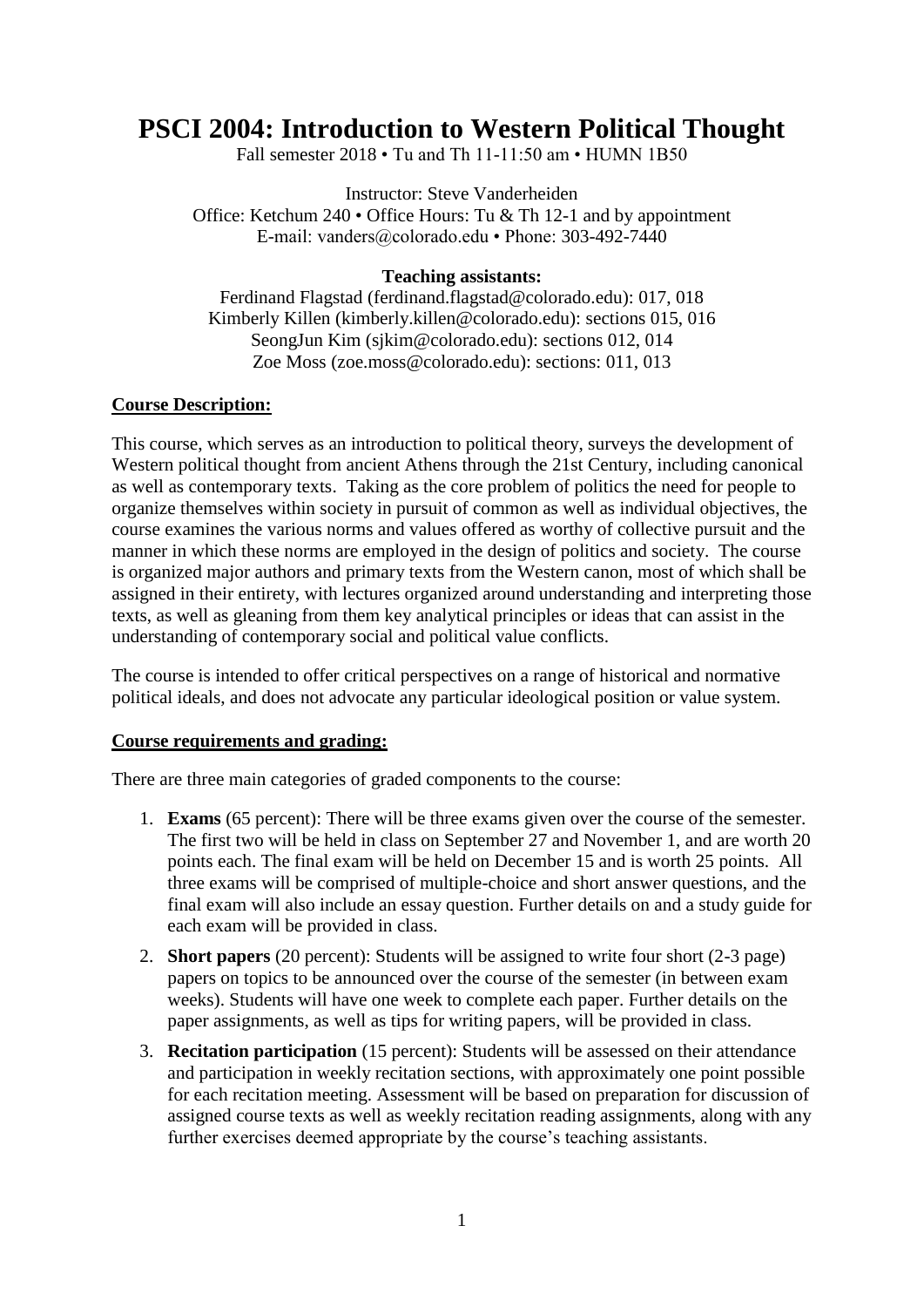# PSCI 2004: Introduction to Western Political Thought

Fall semester 2018 • Tu and Th 11-11:50 am • HUMN 1B50

Instructor: Steve Vanderheiden
Office: Ketchum 240 • Office Hours: Tu & Th 12-1 and by appointment
E-mail: vanders@colorado.edu • Phone: 303-492-7440

**Teaching assistants:**
Ferdinand Flagstad (ferdinand.flagstad@colorado.edu): 017, 018
Kimberly Killen (kimberly.killen@colorado.edu): sections 015, 016
SeongJun Kim (sjkim@colorado.edu): sections 012, 014
Zoe Moss (zoe.moss@colorado.edu): sections: 011, 013

**Course Description:**

This course, which serves as an introduction to political theory, surveys the development of Western political thought from ancient Athens through the 21st Century, including canonical as well as contemporary texts. Taking as the core problem of politics the need for people to organize themselves within society in pursuit of common as well as individual objectives, the course examines the various norms and values offered as worthy of collective pursuit and the manner in which these norms are employed in the design of politics and society. The course is organized major authors and primary texts from the Western canon, most of which shall be assigned in their entirety, with lectures organized around understanding and interpreting those texts, as well as gleaning from them key analytical principles or ideas that can assist in the understanding of contemporary social and political value conflicts.

The course is intended to offer critical perspectives on a range of historical and normative political ideals, and does not advocate any particular ideological position or value system.

**Course requirements and grading:**

There are three main categories of graded components to the course:

1. **Exams** (65 percent): There will be three exams given over the course of the semester. The first two will be held in class on September 27 and November 1, and are worth 20 points each. The final exam will be held on December 15 and is worth 25 points. All three exams will be comprised of multiple-choice and short answer questions, and the final exam will also include an essay question. Further details on and a study guide for each exam will be provided in class.
2. **Short papers** (20 percent): Students will be assigned to write four short (2-3 page) papers on topics to be announced over the course of the semester (in between exam weeks). Students will have one week to complete each paper. Further details on the paper assignments, as well as tips for writing papers, will be provided in class.
3. **Recitation participation** (15 percent): Students will be assessed on their attendance and participation in weekly recitation sections, with approximately one point possible for each recitation meeting. Assessment will be based on preparation for discussion of assigned course texts as well as weekly recitation reading assignments, along with any further exercises deemed appropriate by the course's teaching assistants.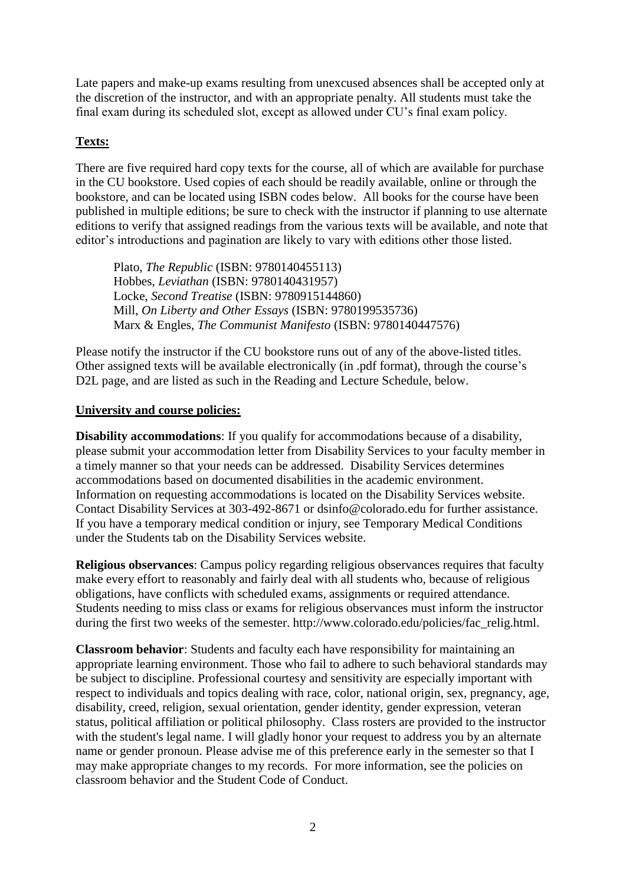Late papers and make-up exams resulting from unexcused absences shall be accepted only at the discretion of the instructor, and with an appropriate penalty. All students must take the final exam during its scheduled slot, except as allowed under CU's final exam policy.

## **Texts:**

There are five required hard copy texts for the course, all of which are available for purchase in the CU bookstore. Used copies of each should be readily available, online or through the bookstore, and can be located using ISBN codes below. All books for the course have been published in multiple editions; be sure to check with the instructor if planning to use alternate editions to verify that assigned readings from the various texts will be available, and note that editor's introductions and pagination are likely to vary with editions other those listed.

> Plato, *The Republic* (ISBN: 9780140455113)
> Hobbes, *Leviathan* (ISBN: 9780140431957)
> Locke, *Second Treatise* (ISBN: 9780915144860)
> Mill, *On Liberty and Other Essays* (ISBN: 9780199535736)
> Marx & Engles, *The Communist Manifesto* (ISBN: 9780140447576)

Please notify the instructor if the CU bookstore runs out of any of the above-listed titles. Other assigned texts will be available electronically (in .pdf format), through the course's D2L page, and are listed as such in the Reading and Lecture Schedule, below.

## **University and course policies:**

**Disability accommodations**: If you qualify for accommodations because of a disability, please submit your accommodation letter from Disability Services to your faculty member in a timely manner so that your needs can be addressed. Disability Services determines accommodations based on documented disabilities in the academic environment. Information on requesting accommodations is located on the Disability Services website. Contact Disability Services at 303-492-8671 or dsinfo@colorado.edu for further assistance. If you have a temporary medical condition or injury, see Temporary Medical Conditions under the Students tab on the Disability Services website.

**Religious observances**: Campus policy regarding religious observances requires that faculty make every effort to reasonably and fairly deal with all students who, because of religious obligations, have conflicts with scheduled exams, assignments or required attendance. Students needing to miss class or exams for religious observances must inform the instructor during the first two weeks of the semester. http://www.colorado.edu/policies/fac_relig.html.

**Classroom behavior**: Students and faculty each have responsibility for maintaining an appropriate learning environment. Those who fail to adhere to such behavioral standards may be subject to discipline. Professional courtesy and sensitivity are especially important with respect to individuals and topics dealing with race, color, national origin, sex, pregnancy, age, disability, creed, religion, sexual orientation, gender identity, gender expression, veteran status, political affiliation or political philosophy. Class rosters are provided to the instructor with the student's legal name. I will gladly honor your request to address you by an alternate name or gender pronoun. Please advise me of this preference early in the semester so that I may make appropriate changes to my records. For more information, see the policies on classroom behavior and the Student Code of Conduct.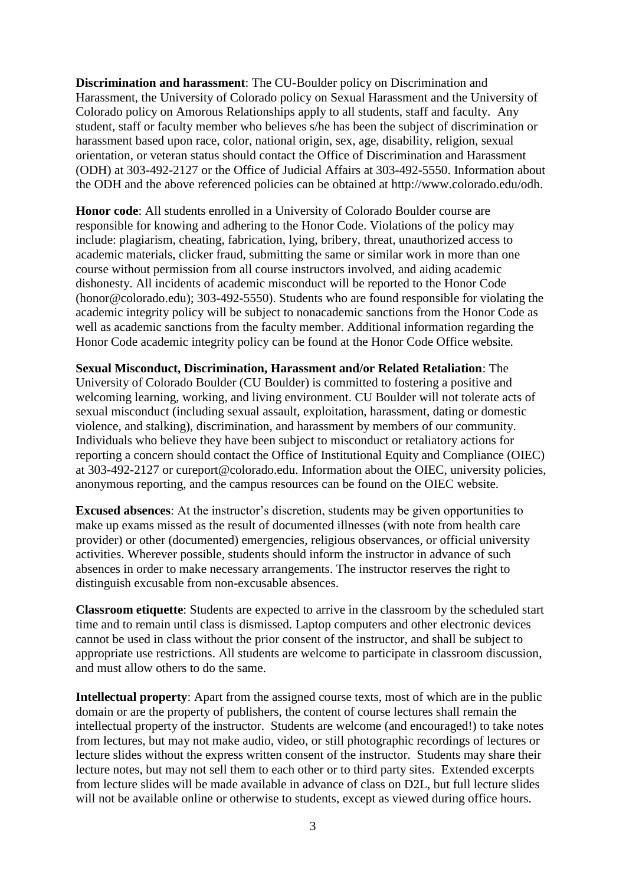**Discrimination and harassment**: The CU-Boulder policy on Discrimination and Harassment, the University of Colorado policy on Sexual Harassment and the University of Colorado policy on Amorous Relationships apply to all students, staff and faculty. Any student, staff or faculty member who believes s/he has been the subject of discrimination or harassment based upon race, color, national origin, sex, age, disability, religion, sexual orientation, or veteran status should contact the Office of Discrimination and Harassment (ODH) at 303-492-2127 or the Office of Judicial Affairs at 303-492-5550. Information about the ODH and the above referenced policies can be obtained at http://www.colorado.edu/odh.

**Honor code**: All students enrolled in a University of Colorado Boulder course are responsible for knowing and adhering to the Honor Code. Violations of the policy may include: plagiarism, cheating, fabrication, lying, bribery, threat, unauthorized access to academic materials, clicker fraud, submitting the same or similar work in more than one course without permission from all course instructors involved, and aiding academic dishonesty. All incidents of academic misconduct will be reported to the Honor Code (honor@colorado.edu); 303-492-5550). Students who are found responsible for violating the academic integrity policy will be subject to nonacademic sanctions from the Honor Code as well as academic sanctions from the faculty member. Additional information regarding the Honor Code academic integrity policy can be found at the Honor Code Office website.

**Sexual Misconduct, Discrimination, Harassment and/or Related Retaliation**: The University of Colorado Boulder (CU Boulder) is committed to fostering a positive and welcoming learning, working, and living environment. CU Boulder will not tolerate acts of sexual misconduct (including sexual assault, exploitation, harassment, dating or domestic violence, and stalking), discrimination, and harassment by members of our community. Individuals who believe they have been subject to misconduct or retaliatory actions for reporting a concern should contact the Office of Institutional Equity and Compliance (OIEC) at 303-492-2127 or cureport@colorado.edu. Information about the OIEC, university policies, anonymous reporting, and the campus resources can be found on the OIEC website.

**Excused absences**: At the instructor's discretion, students may be given opportunities to make up exams missed as the result of documented illnesses (with note from health care provider) or other (documented) emergencies, religious observances, or official university activities. Wherever possible, students should inform the instructor in advance of such absences in order to make necessary arrangements. The instructor reserves the right to distinguish excusable from non-excusable absences.

**Classroom etiquette**: Students are expected to arrive in the classroom by the scheduled start time and to remain until class is dismissed. Laptop computers and other electronic devices cannot be used in class without the prior consent of the instructor, and shall be subject to appropriate use restrictions. All students are welcome to participate in classroom discussion, and must allow others to do the same.

**Intellectual property**: Apart from the assigned course texts, most of which are in the public domain or are the property of publishers, the content of course lectures shall remain the intellectual property of the instructor. Students are welcome (and encouraged!) to take notes from lectures, but may not make audio, video, or still photographic recordings of lectures or lecture slides without the express written consent of the instructor. Students may share their lecture notes, but may not sell them to each other or to third party sites. Extended excerpts from lecture slides will be made available in advance of class on D2L, but full lecture slides will not be available online or otherwise to students, except as viewed during office hours.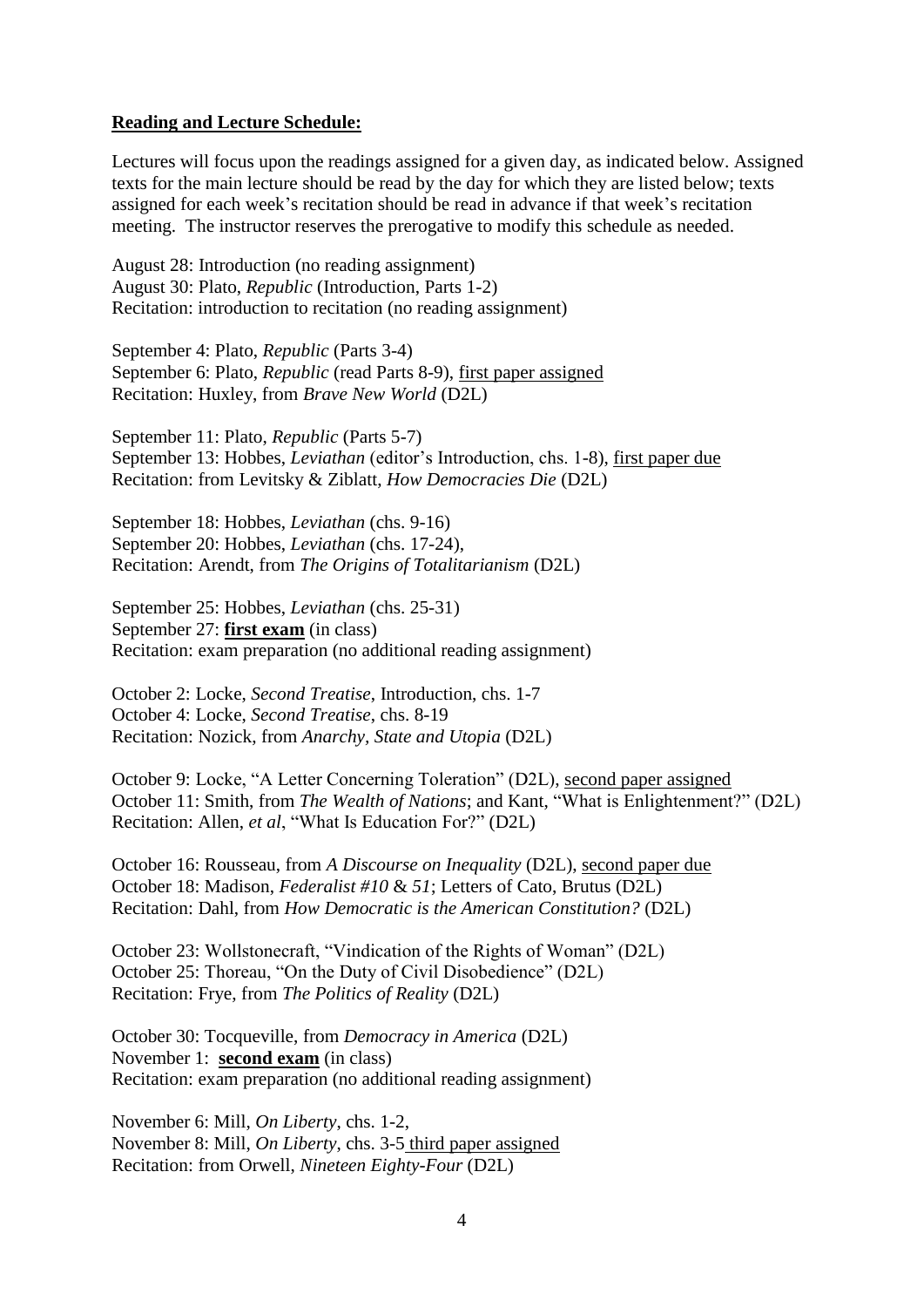**Reading and Lecture Schedule:**

Lectures will focus upon the readings assigned for a given day, as indicated below. Assigned texts for the main lecture should be read by the day for which they are listed below; texts assigned for each week's recitation should be read in advance if that week's recitation meeting. The instructor reserves the prerogative to modify this schedule as needed.

August 28: Introduction (no reading assignment)
August 30: Plato, *Republic* (Introduction, Parts 1-2)
Recitation: introduction to recitation (no reading assignment)

September 4: Plato, *Republic* (Parts 3-4)
September 6: Plato, *Republic* (read Parts 8-9), <u>first paper assigned</u>
Recitation: Huxley, from *Brave New World* (D2L)

September 11: Plato, *Republic* (Parts 5-7)
September 13: Hobbes, *Leviathan* (editor's Introduction, chs. 1-8), <u>first paper due</u>
Recitation: from Levitsky & Ziblatt, *How Democracies Die* (D2L)

September 18: Hobbes, *Leviathan* (chs. 9-16)
September 20: Hobbes, *Leviathan* (chs. 17-24),
Recitation: Arendt, from *The Origins of Totalitarianism* (D2L)

September 25: Hobbes, *Leviathan* (chs. 25-31)
September 27: **<u>first exam</u>** (in class)
Recitation: exam preparation (no additional reading assignment)

October 2: Locke, *Second Treatise*, Introduction, chs. 1-7
October 4: Locke, *Second Treatise*, chs. 8-19
Recitation: Nozick, from *Anarchy, State and Utopia* (D2L)

October 9: Locke, "A Letter Concerning Toleration" (D2L), <u>second paper assigned</u>
October 11: Smith, from *The Wealth of Nations*; and Kant, "What is Enlightenment?" (D2L)
Recitation: Allen, *et al*, "What Is Education For?" (D2L)

October 16: Rousseau, from *A Discourse on Inequality* (D2L), <u>second paper due</u>
October 18: Madison, *Federalist #10* & *51*; Letters of Cato, Brutus (D2L)
Recitation: Dahl, from *How Democratic is the American Constitution?* (D2L)

October 23: Wollstonecraft, "Vindication of the Rights of Woman" (D2L)
October 25: Thoreau, "On the Duty of Civil Disobedience" (D2L)
Recitation: Frye, from *The Politics of Reality* (D2L)

October 30: Tocqueville, from *Democracy in America* (D2L)
November 1: **<u>second exam</u>** (in class)
Recitation: exam preparation (no additional reading assignment)

November 6: Mill, *On Liberty*, chs. 1-2,
November 8: Mill, *On Liberty*, chs. 3-5 <u>third paper assigned</u>
Recitation: from Orwell, *Nineteen Eighty-Four* (D2L)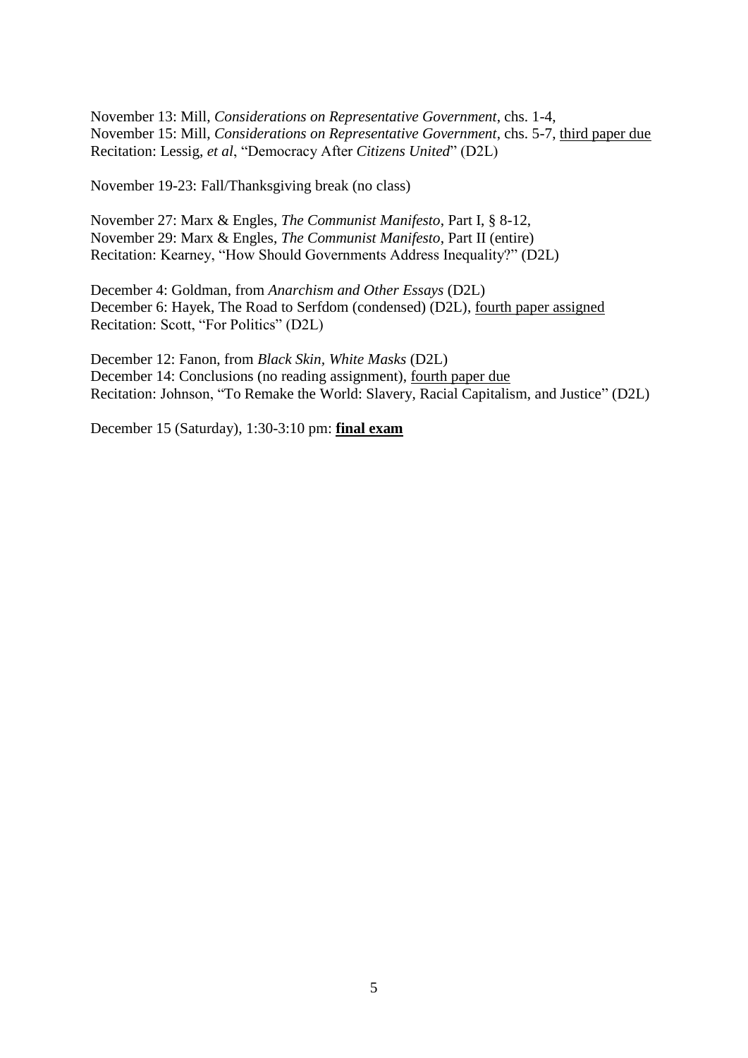November 13: Mill, *Considerations on Representative Government*, chs. 1-4,
November 15: Mill, *Considerations on Representative Government*, chs. 5-7, <u>third paper due</u>
Recitation: Lessig, *et al*, "Democracy After *Citizens United*" (D2L)

November 19-23: Fall/Thanksgiving break (no class)

November 27: Marx & Engles, *The Communist Manifesto*, Part I, § 8-12,
November 29: Marx & Engles, *The Communist Manifesto*, Part II (entire)
Recitation: Kearney, "How Should Governments Address Inequality?" (D2L)

December 4: Goldman, from *Anarchism and Other Essays* (D2L)
December 6: Hayek, The Road to Serfdom (condensed) (D2L), <u>fourth paper assigned</u>
Recitation: Scott, "For Politics" (D2L)

December 12: Fanon, from *Black Skin, White Masks* (D2L)
December 14: Conclusions (no reading assignment), <u>fourth paper due</u>
Recitation: Johnson, "To Remake the World: Slavery, Racial Capitalism, and Justice" (D2L)

December 15 (Saturday), 1:30-3:10 pm: **<u>final exam</u>**